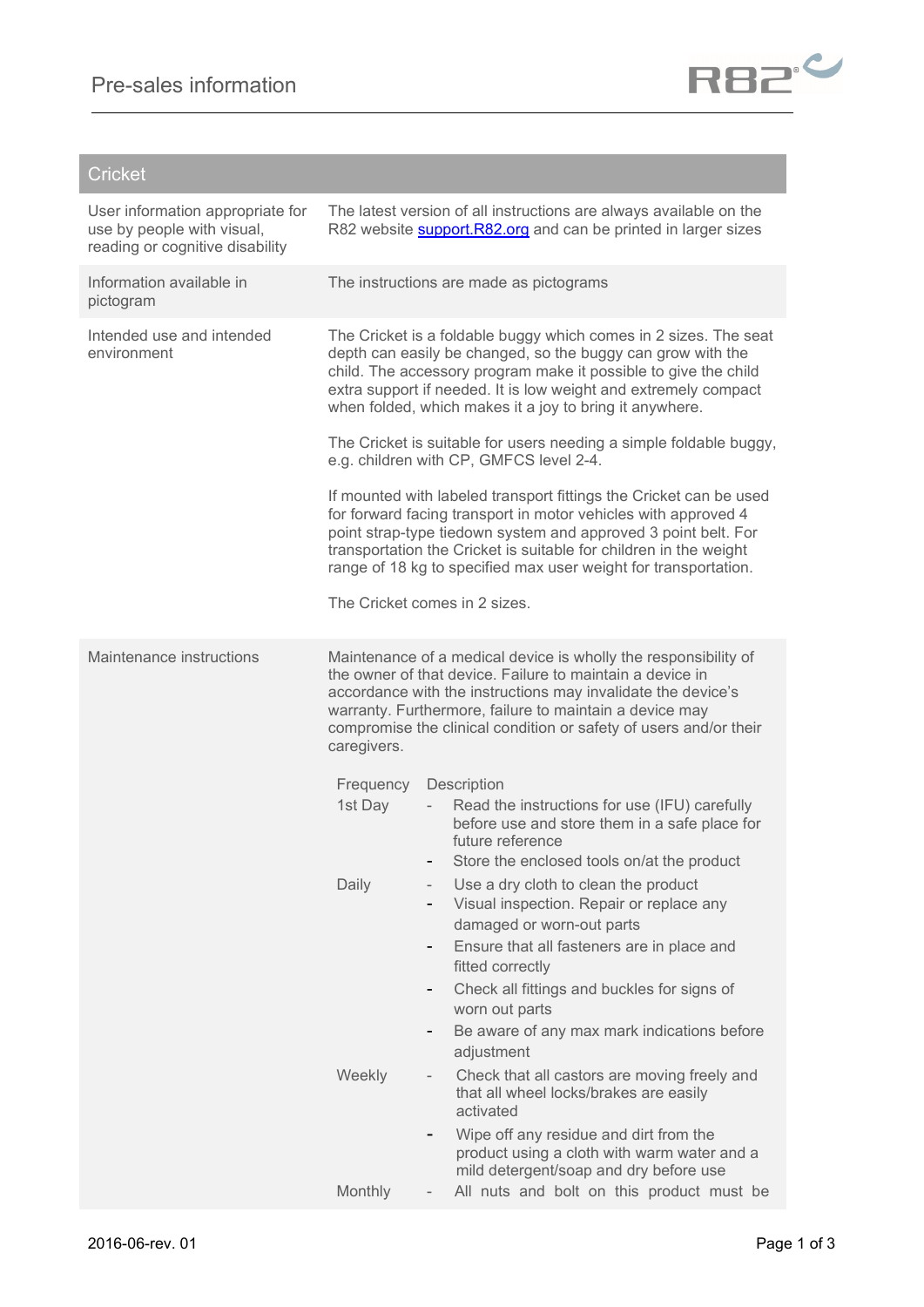# Pre-sales information

## Cricket

| | |
|---|---|
| User information appropriate for use by people with visual, reading or cognitive disability | The latest version of all instructions are always available on the R82 website [support.R82.org](support.R82.org) and can be printed in larger sizes |
| Information available in pictogram | The instructions are made as pictograms |
| Intended use and intended environment | The Cricket is a foldable buggy which comes in 2 sizes. The seat depth can easily be changed, so the buggy can grow with the child. The accessory program make it possible to give the child extra support if needed. It is low weight and extremely compact when folded, which makes it a joy to bring it anywhere.<br><br>The Cricket is suitable for users needing a simple foldable buggy, e.g. children with CP, GMFCS level 2-4.<br><br>If mounted with labeled transport fittings the Cricket can be used for forward facing transport in motor vehicles with approved 4 point strap-type tiedown system and approved 3 point belt. For transportation the Cricket is suitable for children in the weight range of 18 kg to specified max user weight for transportation.<br><br>The Cricket comes in 2 sizes. |
| Maintenance instructions | Maintenance of a medical device is wholly the responsibility of the owner of that device. Failure to maintain a device in accordance with the instructions may invalidate the device's warranty. Furthermore, failure to maintain a device may compromise the clinical condition or safety of users and/or their caregivers. |

| Frequency | Description |
|---|---|
| 1st Day | - Read the instructions for use (IFU) carefully before use and store them in a safe place for future reference<br>- Store the enclosed tools on/at the product |
| Daily | - Use a dry cloth to clean the product<br>- Visual inspection. Repair or replace any damaged or worn-out parts<br>- Ensure that all fasteners are in place and fitted correctly<br>- Check all fittings and buckles for signs of worn out parts<br>- Be aware of any max mark indications before adjustment |
| Weekly | - Check that all castors are moving freely and that all wheel locks/brakes are easily activated<br>- Wipe off any residue and dirt from the product using a cloth with warm water and a mild detergent/soap and dry before use |
| Monthly | - All nuts and bolt on this product must be |

2016-06-rev. 01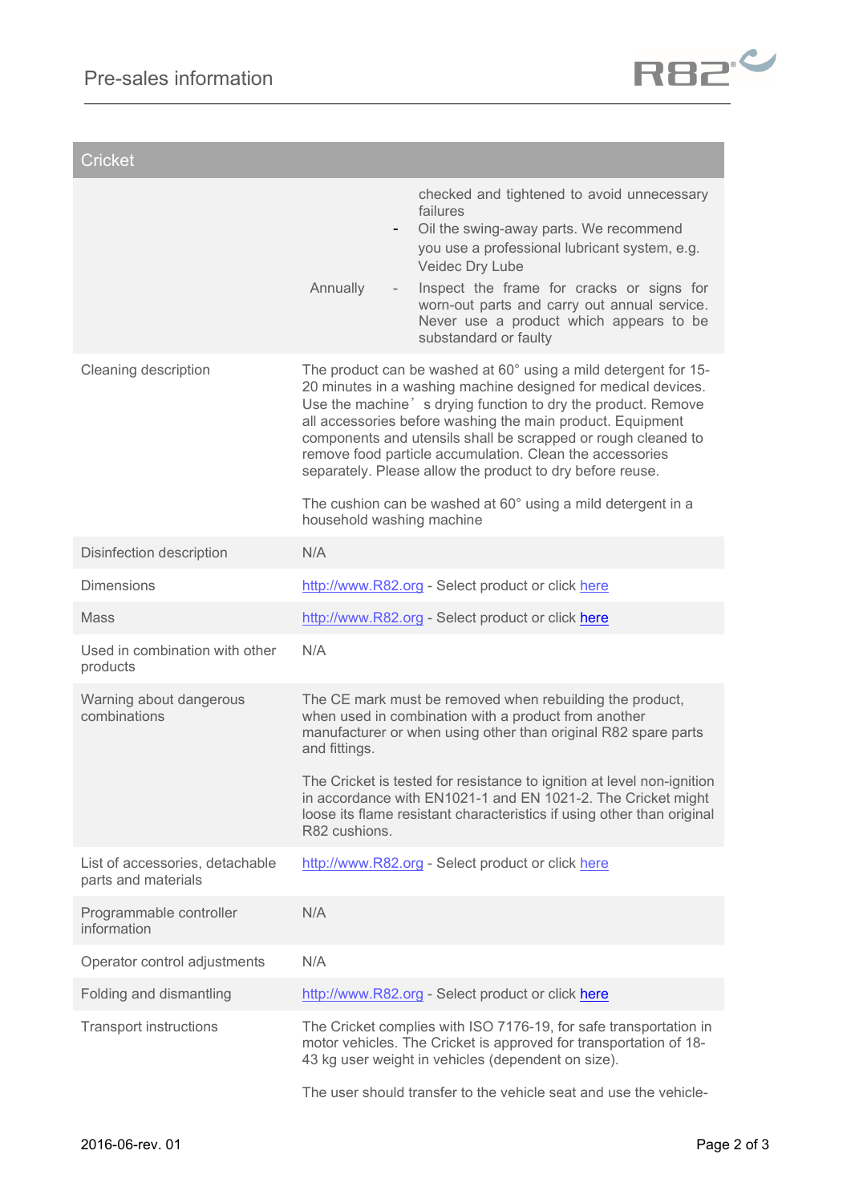| Cricket | |
|---|---|
| | checked and tightened to avoid unnecessary failures<br>- Oil the swing-away parts. We recommend you use a professional lubricant system, e.g. Veidec Dry Lube<br>Annually - Inspect the frame for cracks or signs for worn-out parts and carry out annual service. Never use a product which appears to be substandard or faulty |
| Cleaning description | The product can be washed at 60° using a mild detergent for 15-20 minutes in a washing machine designed for medical devices. Use the machine's drying function to dry the product. Remove all accessories before washing the main product. Equipment components and utensils shall be scrapped or rough cleaned to remove food particle accumulation. Clean the accessories separately. Please allow the product to dry before reuse.<br><br>The cushion can be washed at 60° using a mild detergent in a household washing machine |
| Disinfection description | N/A |
| Dimensions | http://www.R82.org - Select product or click here |
| Mass | http://www.R82.org - Select product or click here |
| Used in combination with other products | N/A |
| Warning about dangerous combinations | The CE mark must be removed when rebuilding the product, when used in combination with a product from another manufacturer or when using other than original R82 spare parts and fittings.<br><br>The Cricket is tested for resistance to ignition at level non-ignition in accordance with EN1021-1 and EN 1021-2. The Cricket might loose its flame resistant characteristics if using other than original R82 cushions. |
| List of accessories, detachable parts and materials | http://www.R82.org - Select product or click here |
| Programmable controller information | N/A |
| Operator control adjustments | N/A |
| Folding and dismantling | http://www.R82.org - Select product or click here |
| Transport instructions | The Cricket complies with ISO 7176-19, for safe transportation in motor vehicles. The Cricket is approved for transportation of 18-43 kg user weight in vehicles (dependent on size).<br><br>The user should transfer to the vehicle seat and use the vehicle- |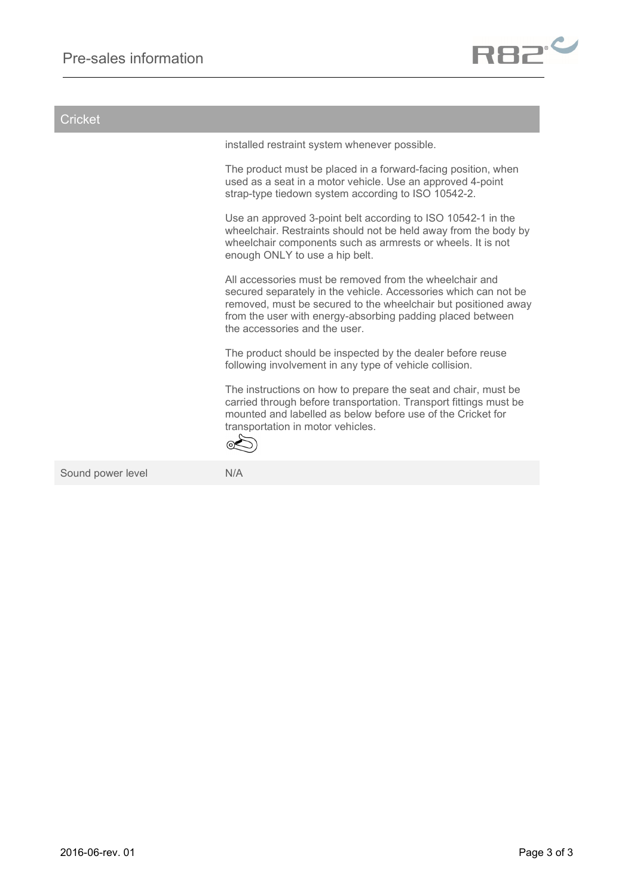| Cricket | |
|---|---|
| | installed restraint system whenever possible.<br><br>The product must be placed in a forward-facing position, when used as a seat in a motor vehicle. Use an approved 4-point strap-type tiedown system according to ISO 10542-2.<br><br>Use an approved 3-point belt according to ISO 10542-1 in the wheelchair. Restraints should not be held away from the body by wheelchair components such as armrests or wheels. It is not enough ONLY to use a hip belt.<br><br>All accessories must be removed from the wheelchair and secured separately in the vehicle. Accessories which can not be removed, must be secured to the wheelchair but positioned away from the user with energy-absorbing padding placed between the accessories and the user.<br><br>The product should be inspected by the dealer before reuse following involvement in any type of vehicle collision.<br><br>The instructions on how to prepare the seat and chair, must be carried through before transportation. Transport fittings must be mounted and labelled as below before use of the Cricket for transportation in motor vehicles. |
| Sound power level | N/A |